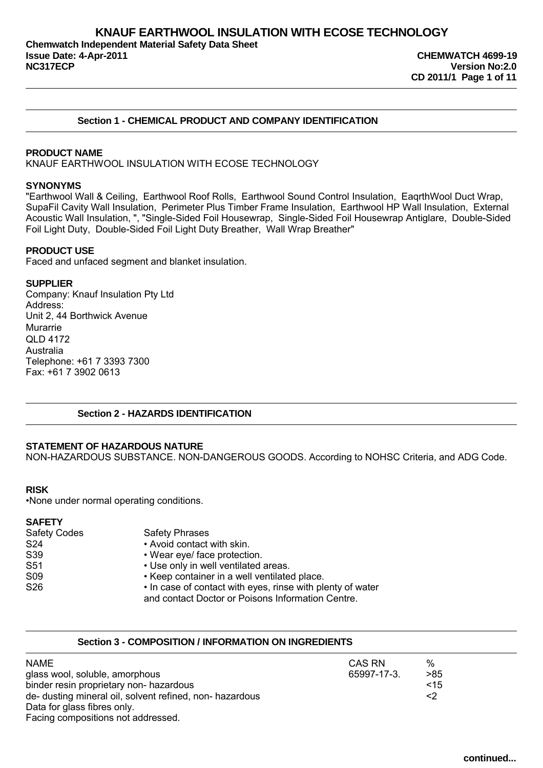# KNAUF EARTHWOOL INSULATION WITH ECOSE TECHNOLOGY

**Chemwatch Independent Material Safety Data Sheet**
**Issue Date: 4-Apr-2011** **CHEMWATCH 4699-19**
**NC317ECP** **Version No:2.0**
**CD 2011/1**

## Section 1 - CHEMICAL PRODUCT AND COMPANY IDENTIFICATION

**PRODUCT NAME**
KNAUF EARTHWOOL INSULATION WITH ECOSE TECHNOLOGY

**SYNONYMS**
"Earthwool Wall & Ceiling, Earthwool Roof Rolls, Earthwool Sound Control Insulation, EaqrthWool Duct Wrap, SupaFil Cavity Wall Insulation, Perimeter Plus Timber Frame Insulation, Earthwool HP Wall Insulation, External Acoustic Wall Insulation, ", "Single-Sided Foil Housewrap, Single-Sided Foil Housewrap Antiglare, Double-Sided Foil Light Duty, Double-Sided Foil Light Duty Breather, Wall Wrap Breather"

**PRODUCT USE**
Faced and unfaced segment and blanket insulation.

**SUPPLIER**
Company: Knauf Insulation Pty Ltd
Address:
Unit 2, 44 Borthwick Avenue
Murarrie
QLD 4172
Australia
Telephone: +61 7 3393 7300
Fax: +61 7 3902 0613

## Section 2 - HAZARDS IDENTIFICATION

**STATEMENT OF HAZARDOUS NATURE**
NON-HAZARDOUS SUBSTANCE. NON-DANGEROUS GOODS. According to NOHSC Criteria, and ADG Code.

**RISK**
•None under normal operating conditions.

**SAFETY**

| Safety Codes | Safety Phrases |
|---|---|
| S24 | • Avoid contact with skin. |
| S39 | • Wear eye/ face protection. |
| S51 | • Use only in well ventilated areas. |
| S09 | • Keep container in a well ventilated place. |
| S26 | • In case of contact with eyes, rinse with plenty of water and contact Doctor or Poisons Information Centre. |

## Section 3 - COMPOSITION / INFORMATION ON INGREDIENTS

| NAME | CAS RN | % |
|---|---|---|
| glass wool, soluble, amorphous | 65997-17-3. | >85 |
| binder resin proprietary non- hazardous | | <15 |
| de- dusting mineral oil, solvent refined, non- hazardous | | <2 |

Data for glass fibres only.
Facing compositions not addressed.

continued...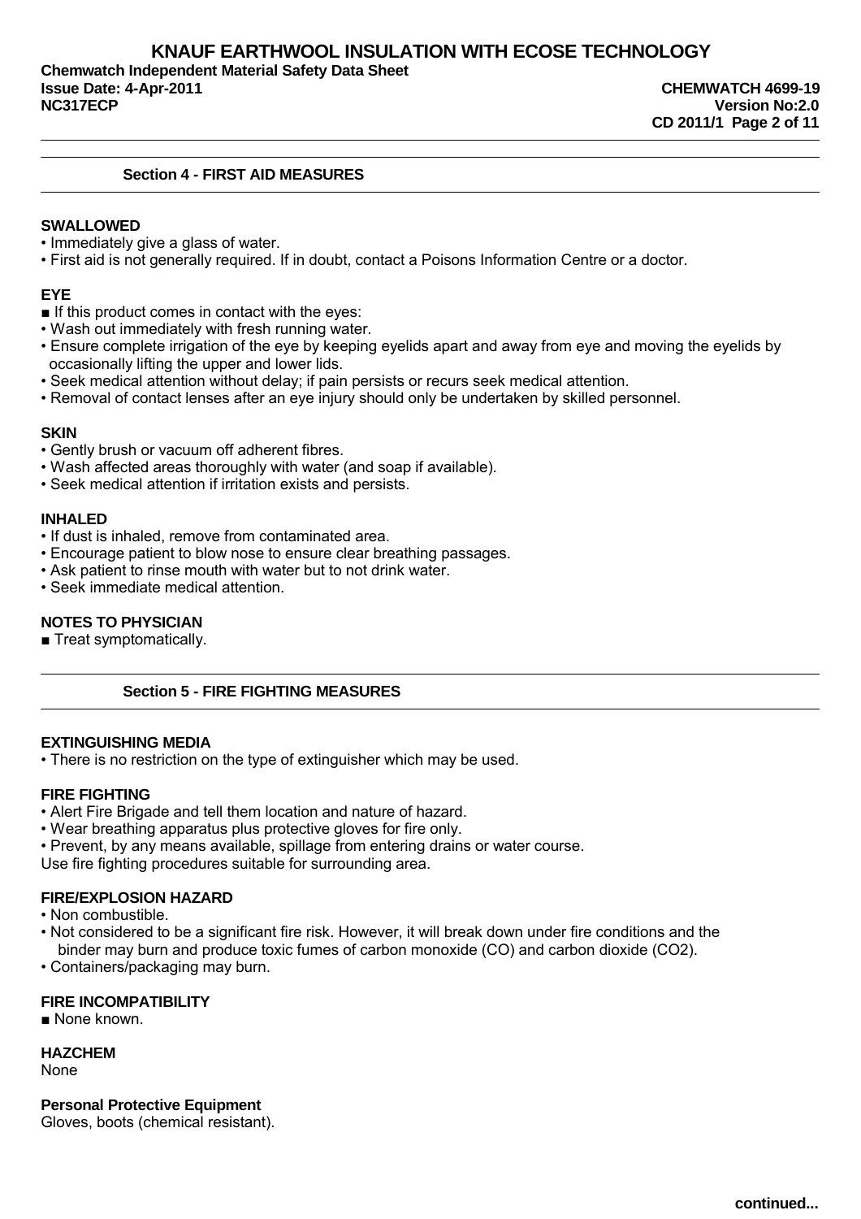## Section 4 - FIRST AID MEASURES

### SWALLOWED

- Immediately give a glass of water.
- First aid is not generally required. If in doubt, contact a Poisons Information Centre or a doctor.

### EYE

■ If this product comes in contact with the eyes:

- Wash out immediately with fresh running water.
- Ensure complete irrigation of the eye by keeping eyelids apart and away from eye and moving the eyelids by occasionally lifting the upper and lower lids.
- Seek medical attention without delay; if pain persists or recurs seek medical attention.
- Removal of contact lenses after an eye injury should only be undertaken by skilled personnel.

### SKIN

- Gently brush or vacuum off adherent fibres.
- Wash affected areas thoroughly with water (and soap if available).
- Seek medical attention if irritation exists and persists.

### INHALED

- If dust is inhaled, remove from contaminated area.
- Encourage patient to blow nose to ensure clear breathing passages.
- Ask patient to rinse mouth with water but to not drink water.
- Seek immediate medical attention.

### NOTES TO PHYSICIAN

■ Treat symptomatically.

## Section 5 - FIRE FIGHTING MEASURES

### EXTINGUISHING MEDIA

- There is no restriction on the type of extinguisher which may be used.

### FIRE FIGHTING

- Alert Fire Brigade and tell them location and nature of hazard.
- Wear breathing apparatus plus protective gloves for fire only.
- Prevent, by any means available, spillage from entering drains or water course.

Use fire fighting procedures suitable for surrounding area.

### FIRE/EXPLOSION HAZARD

- Non combustible.
- Not considered to be a significant fire risk. However, it will break down under fire conditions and the binder may burn and produce toxic fumes of carbon monoxide (CO) and carbon dioxide ($CO_2$).
- Containers/packaging may burn.

### FIRE INCOMPATIBILITY

■ None known.

### HAZCHEM

None

### Personal Protective Equipment

Gloves, boots (chemical resistant).

continued...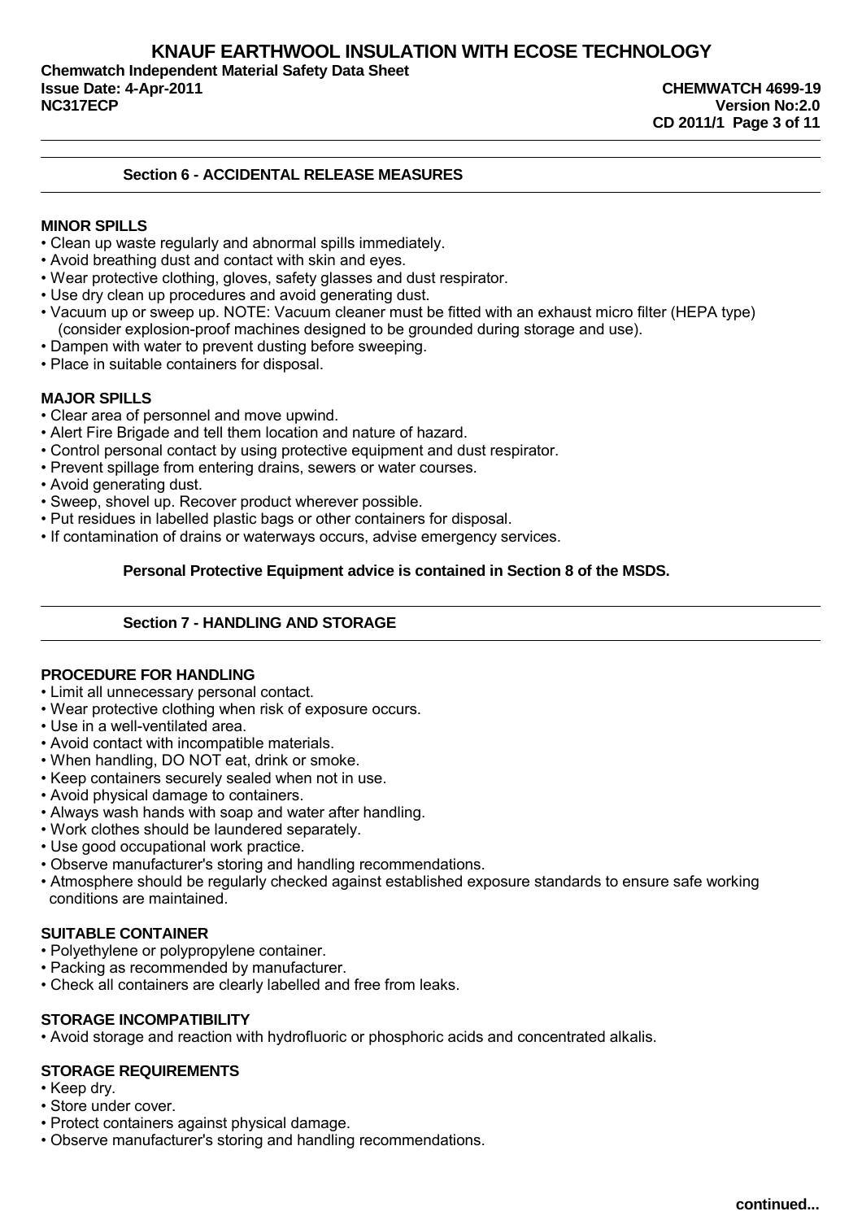## Section 6 - ACCIDENTAL RELEASE MEASURES

**MINOR SPILLS**

- Clean up waste regularly and abnormal spills immediately.
- Avoid breathing dust and contact with skin and eyes.
- Wear protective clothing, gloves, safety glasses and dust respirator.
- Use dry clean up procedures and avoid generating dust.
- Vacuum up or sweep up. NOTE: Vacuum cleaner must be fitted with an exhaust micro filter (HEPA type) (consider explosion-proof machines designed to be grounded during storage and use).
- Dampen with water to prevent dusting before sweeping.
- Place in suitable containers for disposal.

**MAJOR SPILLS**

- Clear area of personnel and move upwind.
- Alert Fire Brigade and tell them location and nature of hazard.
- Control personal contact by using protective equipment and dust respirator.
- Prevent spillage from entering drains, sewers or water courses.
- Avoid generating dust.
- Sweep, shovel up. Recover product wherever possible.
- Put residues in labelled plastic bags or other containers for disposal.
- If contamination of drains or waterways occurs, advise emergency services.

**Personal Protective Equipment advice is contained in Section 8 of the MSDS.**

## Section 7 - HANDLING AND STORAGE

**PROCEDURE FOR HANDLING**

- Limit all unnecessary personal contact.
- Wear protective clothing when risk of exposure occurs.
- Use in a well-ventilated area.
- Avoid contact with incompatible materials.
- When handling, DO NOT eat, drink or smoke.
- Keep containers securely sealed when not in use.
- Avoid physical damage to containers.
- Always wash hands with soap and water after handling.
- Work clothes should be laundered separately.
- Use good occupational work practice.
- Observe manufacturer's storing and handling recommendations.
- Atmosphere should be regularly checked against established exposure standards to ensure safe working conditions are maintained.

**SUITABLE CONTAINER**

- Polyethylene or polypropylene container.
- Packing as recommended by manufacturer.
- Check all containers are clearly labelled and free from leaks.

**STORAGE INCOMPATIBILITY**

- Avoid storage and reaction with hydrofluoric or phosphoric acids and concentrated alkalis.

**STORAGE REQUIREMENTS**

- Keep dry.
- Store under cover.
- Protect containers against physical damage.
- Observe manufacturer's storing and handling recommendations.

**continued...**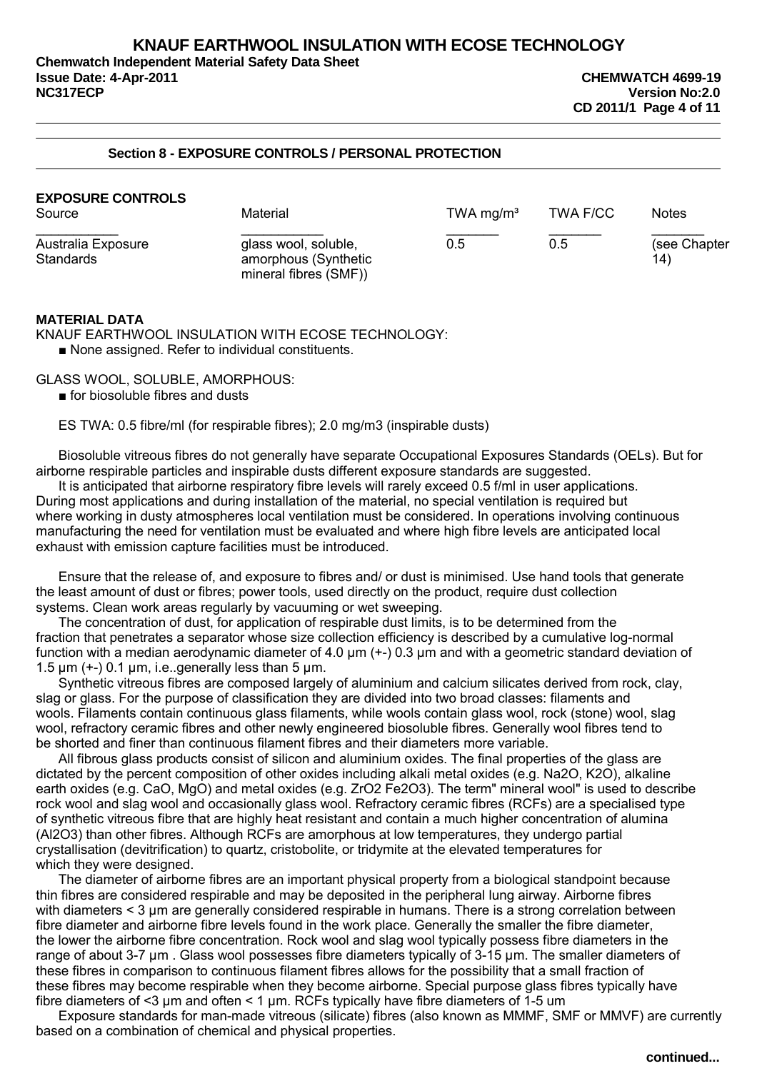## Section 8 - EXPOSURE CONTROLS / PERSONAL PROTECTION

### EXPOSURE CONTROLS

| Source | Material | TWA mg/m³ | TWA F/CC | Notes |
|---|---|---|---|---|
| Australia Exposure Standards | glass wool, soluble, amorphous (Synthetic mineral fibres (SMF)) | 0.5 | 0.5 | (see Chapter 14) |

### MATERIAL DATA

KNAUF EARTHWOOL INSULATION WITH ECOSE TECHNOLOGY:

- None assigned. Refer to individual constituents.

GLASS WOOL, SOLUBLE, AMORPHOUS:

- for biosoluble fibres and dusts

ES TWA: 0.5 fibre/ml (for respirable fibres); 2.0 mg/m3 (inspirable dusts)

Biosoluble vitreous fibres do not generally have separate Occupational Exposures Standards (OELs). But for airborne respirable particles and inspirable dusts different exposure standards are suggested.

It is anticipated that airborne respiratory fibre levels will rarely exceed 0.5 f/ml in user applications. During most applications and during installation of the material, no special ventilation is required but where working in dusty atmospheres local ventilation must be considered. In operations involving continuous manufacturing the need for ventilation must be evaluated and where high fibre levels are anticipated local exhaust with emission capture facilities must be introduced.

Ensure that the release of, and exposure to fibres and/ or dust is minimised. Use hand tools that generate the least amount of dust or fibres; power tools, used directly on the product, require dust collection systems. Clean work areas regularly by vacuuming or wet sweeping.

The concentration of dust, for application of respirable dust limits, is to be determined from the fraction that penetrates a separator whose size collection efficiency is described by a cumulative log-normal function with a median aerodynamic diameter of 4.0 µm (+-) 0.3 µm and with a geometric standard deviation of 1.5 µm (+-) 0.1 µm, i.e..generally less than 5 µm.

Synthetic vitreous fibres are composed largely of aluminium and calcium silicates derived from rock, clay, slag or glass. For the purpose of classification they are divided into two broad classes: filaments and wools. Filaments contain continuous glass filaments, while wools contain glass wool, rock (stone) wool, slag wool, refractory ceramic fibres and other newly engineered biosoluble fibres. Generally wool fibres tend to be shorted and finer than continuous filament fibres and their diameters more variable.

All fibrous glass products consist of silicon and aluminium oxides. The final properties of the glass are dictated by the percent composition of other oxides including alkali metal oxides (e.g. $Na_2O$, $K_2O$), alkaline earth oxides (e.g. CaO, MgO) and metal oxides (e.g. $ZrO_2$ $Fe_2O_3$). The term" mineral wool" is used to describe rock wool and slag wool and occasionally glass wool. Refractory ceramic fibres (RCFs) are a specialised type of synthetic vitreous fibre that are highly heat resistant and contain a much higher concentration of alumina ($Al_2O_3$) than other fibres. Although RCFs are amorphous at low temperatures, they undergo partial crystallisation (devitrification) to quartz, cristobolite, or tridymite at the elevated temperatures for which they were designed.

The diameter of airborne fibres are an important physical property from a biological standpoint because thin fibres are considered respirable and may be deposited in the peripheral lung airway. Airborne fibres with diameters < 3 µm are generally considered respirable in humans. There is a strong correlation between fibre diameter and airborne fibre levels found in the work place. Generally the smaller the fibre diameter, the lower the airborne fibre concentration. Rock wool and slag wool typically possess fibre diameters in the range of about 3-7 µm . Glass wool possesses fibre diameters typically of 3-15 µm. The smaller diameters of these fibres in comparison to continuous filament fibres allows for the possibility that a small fraction of these fibres may become respirable when they become airborne. Special purpose glass fibres typically have fibre diameters of <3 µm and often < 1 µm. RCFs typically have fibre diameters of 1-5 um

Exposure standards for man-made vitreous (silicate) fibres (also known as MMMF, SMF or MMVF) are currently based on a combination of chemical and physical properties.

continued...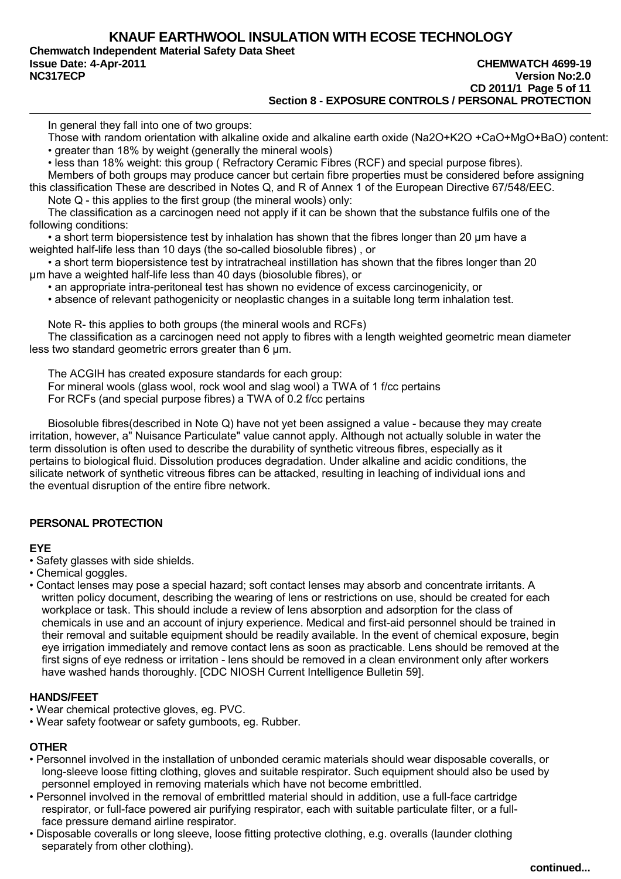In general they fall into one of two groups:

Those with random orientation with alkaline oxide and alkaline earth oxide ($Na_2O$+$K_2O$ +CaO+MgO+BaO) content:

- greater than 18% by weight (generally the mineral wools)
- less than 18% weight: this group ( Refractory Ceramic Fibres (RCF) and special purpose fibres).

Members of both groups may produce cancer but certain fibre properties must be considered before assigning this classification These are described in Notes Q, and R of Annex 1 of the European Directive 67/548/EEC.

Note Q - this applies to the first group (the mineral wools) only:

The classification as a carcinogen need not apply if it can be shown that the substance fulfils one of the following conditions:

- a short term biopersistence test by inhalation has shown that the fibres longer than 20 µm have a weighted half-life less than 10 days (the so-called biosoluble fibres) , or
- a short term biopersistence test by intratracheal instillation has shown that the fibres longer than 20 µm have a weighted half-life less than 40 days (biosoluble fibres), or
- an appropriate intra-peritoneal test has shown no evidence of excess carcinogenicity, or
- absence of relevant pathogenicity or neoplastic changes in a suitable long term inhalation test.

Note R- this applies to both groups (the mineral wools and RCFs)

The classification as a carcinogen need not apply to fibres with a length weighted geometric mean diameter less two standard geometric errors greater than 6 µm.

The ACGIH has created exposure standards for each group:

For mineral wools (glass wool, rock wool and slag wool) a TWA of 1 f/cc pertains

For RCFs (and special purpose fibres) a TWA of 0.2 f/cc pertains

Biosoluble fibres(described in Note Q) have not yet been assigned a value - because they may create irritation, however, a" Nuisance Particulate" value cannot apply. Although not actually soluble in water the term dissolution is often used to describe the durability of synthetic vitreous fibres, especially as it pertains to biological fluid. Dissolution produces degradation. Under alkaline and acidic conditions, the silicate network of synthetic vitreous fibres can be attacked, resulting in leaching of individual ions and the eventual disruption of the entire fibre network.

### PERSONAL PROTECTION

#### EYE

- Safety glasses with side shields.
- Chemical goggles.
- Contact lenses may pose a special hazard; soft contact lenses may absorb and concentrate irritants. A written policy document, describing the wearing of lens or restrictions on use, should be created for each workplace or task. This should include a review of lens absorption and adsorption for the class of chemicals in use and an account of injury experience. Medical and first-aid personnel should be trained in their removal and suitable equipment should be readily available. In the event of chemical exposure, begin eye irrigation immediately and remove contact lens as soon as practicable. Lens should be removed at the first signs of eye redness or irritation - lens should be removed in a clean environment only after workers have washed hands thoroughly. [CDC NIOSH Current Intelligence Bulletin 59].

#### HANDS/FEET

- Wear chemical protective gloves, eg. PVC.
- Wear safety footwear or safety gumboots, eg. Rubber.

#### OTHER

- Personnel involved in the installation of unbonded ceramic materials should wear disposable coveralls, or long-sleeve loose fitting clothing, gloves and suitable respirator. Such equipment should also be used by personnel employed in removing materials which have not become embrittled.
- Personnel involved in the removal of embrittled material should in addition, use a full-face cartridge respirator, or full-face powered air purifying respirator, each with suitable particulate filter, or a full-face pressure demand airline respirator.
- Disposable coveralls or long sleeve, loose fitting protective clothing, e.g. overalls (launder clothing separately from other clothing).

continued...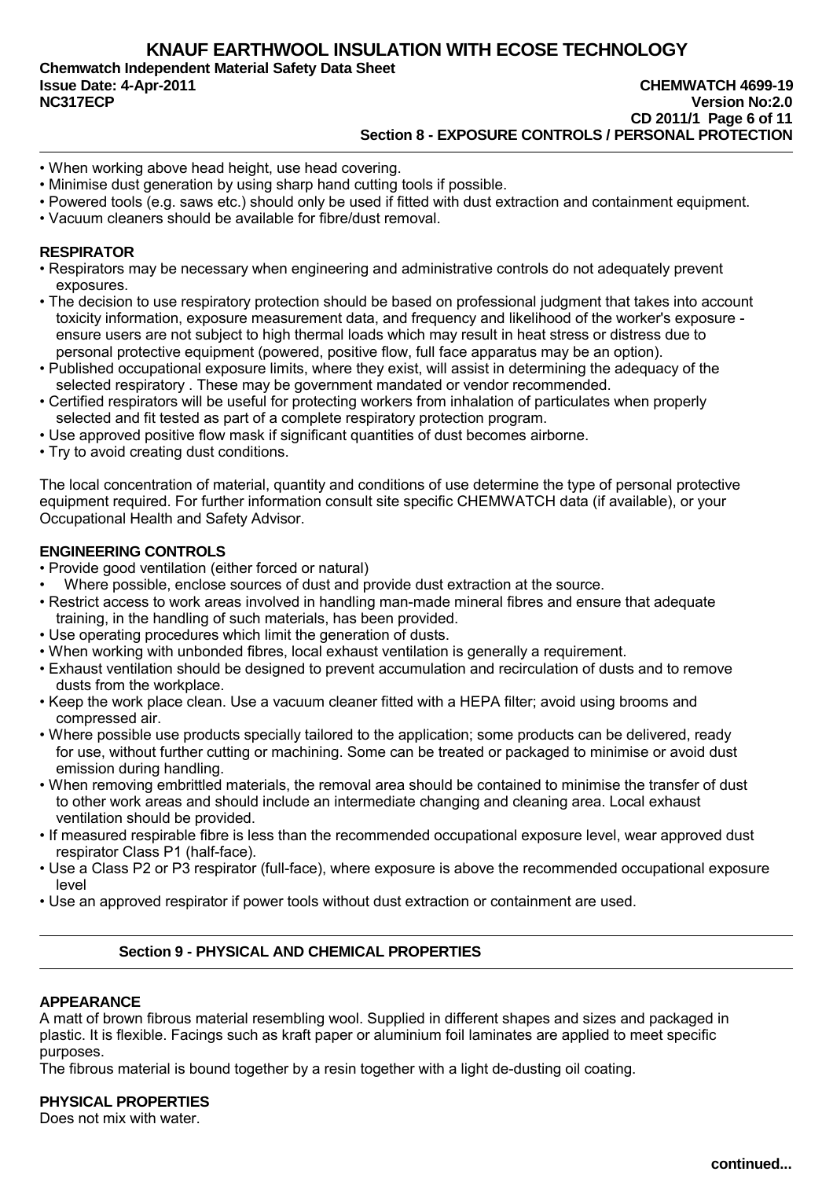- When working above head height, use head covering.
- Minimise dust generation by using sharp hand cutting tools if possible.
- Powered tools (e.g. saws etc.) should only be used if fitted with dust extraction and containment equipment.
- Vacuum cleaners should be available for fibre/dust removal.

**RESPIRATOR**

- Respirators may be necessary when engineering and administrative controls do not adequately prevent exposures.
- The decision to use respiratory protection should be based on professional judgment that takes into account toxicity information, exposure measurement data, and frequency and likelihood of the worker's exposure - ensure users are not subject to high thermal loads which may result in heat stress or distress due to personal protective equipment (powered, positive flow, full face apparatus may be an option).
- Published occupational exposure limits, where they exist, will assist in determining the adequacy of the selected respiratory . These may be government mandated or vendor recommended.
- Certified respirators will be useful for protecting workers from inhalation of particulates when properly selected and fit tested as part of a complete respiratory protection program.
- Use approved positive flow mask if significant quantities of dust becomes airborne.
- Try to avoid creating dust conditions.

The local concentration of material, quantity and conditions of use determine the type of personal protective equipment required. For further information consult site specific CHEMWATCH data (if available), or your Occupational Health and Safety Advisor.

**ENGINEERING CONTROLS**

- Provide good ventilation (either forced or natural)
- Where possible, enclose sources of dust and provide dust extraction at the source.
- Restrict access to work areas involved in handling man-made mineral fibres and ensure that adequate training, in the handling of such materials, has been provided.
- Use operating procedures which limit the generation of dusts.
- When working with unbonded fibres, local exhaust ventilation is generally a requirement.
- Exhaust ventilation should be designed to prevent accumulation and recirculation of dusts and to remove dusts from the workplace.
- Keep the work place clean. Use a vacuum cleaner fitted with a HEPA filter; avoid using brooms and compressed air.
- Where possible use products specially tailored to the application; some products can be delivered, ready for use, without further cutting or machining. Some can be treated or packaged to minimise or avoid dust emission during handling.
- When removing embrittled materials, the removal area should be contained to minimise the transfer of dust to other work areas and should include an intermediate changing and cleaning area. Local exhaust ventilation should be provided.
- If measured respirable fibre is less than the recommended occupational exposure level, wear approved dust respirator Class P1 (half-face).
- Use a Class P2 or P3 respirator (full-face), where exposure is above the recommended occupational exposure level
- Use an approved respirator if power tools without dust extraction or containment are used.

## Section 9 - PHYSICAL AND CHEMICAL PROPERTIES

**APPEARANCE**

A matt of brown fibrous material resembling wool. Supplied in different shapes and sizes and packaged in plastic. It is flexible. Facings such as kraft paper or aluminium foil laminates are applied to meet specific purposes.
The fibrous material is bound together by a resin together with a light de-dusting oil coating.

**PHYSICAL PROPERTIES**

Does not mix with water.

continued...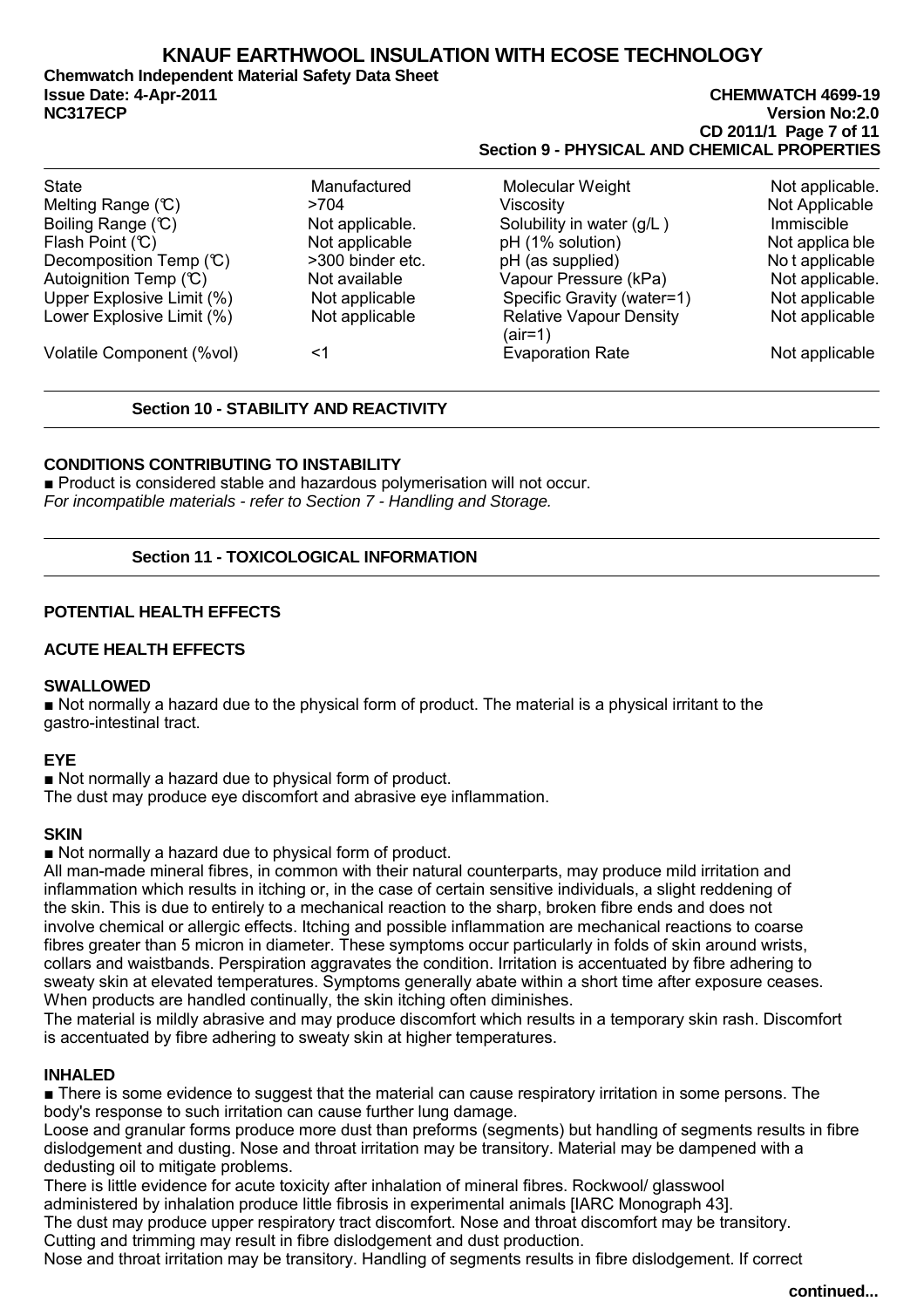## Section 9 - PHYSICAL AND CHEMICAL PROPERTIES

| | | | |
|---|---|---|---|
| State | Manufactured | Molecular Weight | Not applicable. |
| Melting Range (℃) | >704 | Viscosity | Not Applicable |
| Boiling Range (℃) | Not applicable. | Solubility in water (g/L ) | Immiscible |
| Flash Point (℃) | Not applicable | pH (1% solution) | Not applica ble |
| Decomposition Temp (℃) | >300 binder etc. | pH (as supplied) | No t applicable |
| Autoignition Temp (℃) | Not available | Vapour Pressure (kPa) | Not applicable. |
| Upper Explosive Limit (%) | Not applicable | Specific Gravity (water=1) | Not applicable |
| Lower Explosive Limit (%) | Not applicable | Relative Vapour Density (air=1) | Not applicable |
| Volatile Component (%vol) | <1 | Evaporation Rate | Not applicable |

## Section 10 - STABILITY AND REACTIVITY

### CONDITIONS CONTRIBUTING TO INSTABILITY

■ Product is considered stable and hazardous polymerisation will not occur.
*For incompatible materials - refer to Section 7 - Handling and Storage.*

## Section 11 - TOXICOLOGICAL INFORMATION

### POTENTIAL HEALTH EFFECTS

### ACUTE HEALTH EFFECTS

#### SWALLOWED

■ Not normally a hazard due to the physical form of product. The material is a physical irritant to the gastro-intestinal tract.

#### EYE

■ Not normally a hazard due to physical form of product.
The dust may produce eye discomfort and abrasive eye inflammation.

#### SKIN

■ Not normally a hazard due to physical form of product.
All man-made mineral fibres, in common with their natural counterparts, may produce mild irritation and inflammation which results in itching or, in the case of certain sensitive individuals, a slight reddening of the skin. This is due to entirely to a mechanical reaction to the sharp, broken fibre ends and does not involve chemical or allergic effects. Itching and possible inflammation are mechanical reactions to coarse fibres greater than 5 micron in diameter. These symptoms occur particularly in folds of skin around wrists, collars and waistbands. Perspiration aggravates the condition. Irritation is accentuated by fibre adhering to sweaty skin at elevated temperatures. Symptoms generally abate within a short time after exposure ceases. When products are handled continually, the skin itching often diminishes.
The material is mildly abrasive and may produce discomfort which results in a temporary skin rash. Discomfort is accentuated by fibre adhering to sweaty skin at higher temperatures.

#### INHALED

■ There is some evidence to suggest that the material can cause respiratory irritation in some persons. The body's response to such irritation can cause further lung damage.
Loose and granular forms produce more dust than preforms (segments) but handling of segments results in fibre dislodgement and dusting. Nose and throat irritation may be transitory. Material may be dampened with a dedusting oil to mitigate problems.
There is little evidence for acute toxicity after inhalation of mineral fibres. Rockwool/ glasswool administered by inhalation produce little fibrosis in experimental animals [IARC Monograph 43].
The dust may produce upper respiratory tract discomfort. Nose and throat discomfort may be transitory.
Cutting and trimming may result in fibre dislodgement and dust production.
Nose and throat irritation may be transitory. Handling of segments results in fibre dislodgement. If correct

**continued...**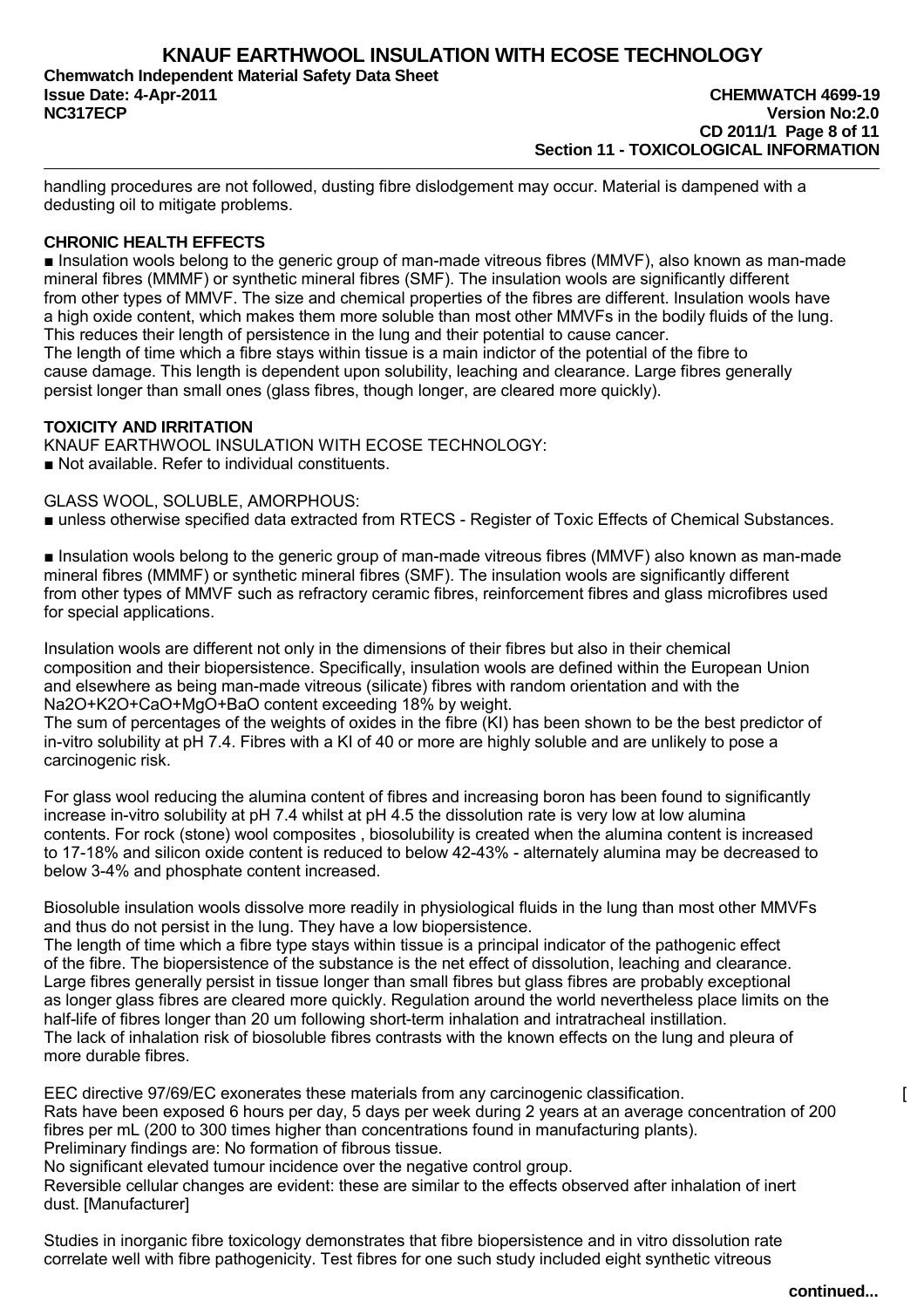handling procedures are not followed, dusting fibre dislodgement may occur. Material is dampened with a dedusting oil to mitigate problems.

**CHRONIC HEALTH EFFECTS**

■ Insulation wools belong to the generic group of man-made vitreous fibres (MMVF), also known as man-made mineral fibres (MMMF) or synthetic mineral fibres (SMF). The insulation wools are significantly different from other types of MMVF. The size and chemical properties of the fibres are different. Insulation wools have a high oxide content, which makes them more soluble than most other MMVFs in the bodily fluids of the lung. This reduces their length of persistence in the lung and their potential to cause cancer.
The length of time which a fibre stays within tissue is a main indictor of the potential of the fibre to cause damage. This length is dependent upon solubility, leaching and clearance. Large fibres generally persist longer than small ones (glass fibres, though longer, are cleared more quickly).

**TOXICITY AND IRRITATION**

KNAUF EARTHWOOL INSULATION WITH ECOSE TECHNOLOGY:
■ Not available. Refer to individual constituents.

GLASS WOOL, SOLUBLE, AMORPHOUS:
■ unless otherwise specified data extracted from RTECS - Register of Toxic Effects of Chemical Substances.

■ Insulation wools belong to the generic group of man-made vitreous fibres (MMVF) also known as man-made mineral fibres (MMMF) or synthetic mineral fibres (SMF). The insulation wools are significantly different from other types of MMVF such as refractory ceramic fibres, reinforcement fibres and glass microfibres used for special applications.

Insulation wools are different not only in the dimensions of their fibres but also in their chemical composition and their biopersistence. Specifically, insulation wools are defined within the European Union and elsewhere as being man-made vitreous (silicate) fibres with random orientation and with the $Na_2O+K_2O+CaO+MgO+BaO$ content exceeding 18% by weight.
The sum of percentages of the weights of oxides in the fibre (KI) has been shown to be the best predictor of in-vitro solubility at pH 7.4. Fibres with a KI of 40 or more are highly soluble and are unlikely to pose a carcinogenic risk.

For glass wool reducing the alumina content of fibres and increasing boron has been found to significantly increase in-vitro solubility at pH 7.4 whilst at pH 4.5 the dissolution rate is very low at low alumina contents. For rock (stone) wool composites , biosolubility is created when the alumina content is increased to 17-18% and silicon oxide content is reduced to below 42-43% - alternately alumina may be decreased to below 3-4% and phosphate content increased.

Biosoluble insulation wools dissolve more readily in physiological fluids in the lung than most other MMVFs and thus do not persist in the lung. They have a low biopersistence.
The length of time which a fibre type stays within tissue is a principal indicator of the pathogenic effect of the fibre. The biopersistence of the substance is the net effect of dissolution, leaching and clearance. Large fibres generally persist in tissue longer than small fibres but glass fibres are probably exceptional as longer glass fibres are cleared more quickly. Regulation around the world nevertheless place limits on the half-life of fibres longer than 20 um following short-term inhalation and intratracheal instillation.
The lack of inhalation risk of biosoluble fibres contrasts with the known effects on the lung and pleura of more durable fibres.

EEC directive 97/69/EC exonerates these materials from any carcinogenic classification.
Rats have been exposed 6 hours per day, 5 days per week during 2 years at an average concentration of 200 fibres per mL (200 to 300 times higher than concentrations found in manufacturing plants).
Preliminary findings are: No formation of fibrous tissue.
No significant elevated tumour incidence over the negative control group.
Reversible cellular changes are evident: these are similar to the effects observed after inhalation of inert dust. [Manufacturer]

Studies in inorganic fibre toxicology demonstrates that fibre biopersistence and in vitro dissolution rate correlate well with fibre pathogenicity. Test fibres for one such study included eight synthetic vitreous

continued...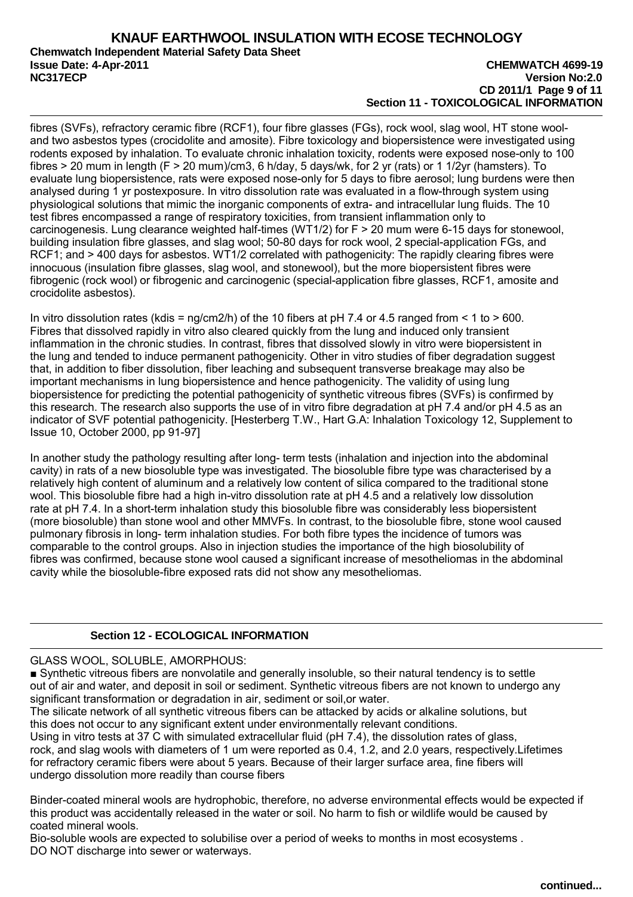fibres (SVFs), refractory ceramic fibre (RCF1), four fibre glasses (FGs), rock wool, slag wool, HT stone wool- and two asbestos types (crocidolite and amosite). Fibre toxicology and biopersistence were investigated using rodents exposed by inhalation. To evaluate chronic inhalation toxicity, rodents were exposed nose-only to 100 fibres > 20 mum in length (F > 20 mum)/cm3, 6 h/day, 5 days/wk, for 2 yr (rats) or 1 1/2yr (hamsters). To evaluate lung biopersistence, rats were exposed nose-only for 5 days to fibre aerosol; lung burdens were then analysed during 1 yr postexposure. In vitro dissolution rate was evaluated in a flow-through system using physiological solutions that mimic the inorganic components of extra- and intracellular lung fluids. The 10 test fibres encompassed a range of respiratory toxicities, from transient inflammation only to carcinogenesis. Lung clearance weighted half-times (WT1/2) for F > 20 mum were 6-15 days for stonewool, building insulation fibre glasses, and slag wool; 50-80 days for rock wool, 2 special-application FGs, and RCF1; and > 400 days for asbestos. WT1/2 correlated with pathogenicity: The rapidly clearing fibres were innocuous (insulation fibre glasses, slag wool, and stonewool), but the more biopersistent fibres were fibrogenic (rock wool) or fibrogenic and carcinogenic (special-application fibre glasses, RCF1, amosite and crocidolite asbestos).

In vitro dissolution rates (kdis = ng/cm2/h) of the 10 fibers at pH 7.4 or 4.5 ranged from < 1 to > 600. Fibres that dissolved rapidly in vitro also cleared quickly from the lung and induced only transient inflammation in the chronic studies. In contrast, fibres that dissolved slowly in vitro were biopersistent in the lung and tended to induce permanent pathogenicity. Other in vitro studies of fiber degradation suggest that, in addition to fiber dissolution, fiber leaching and subsequent transverse breakage may also be important mechanisms in lung biopersistence and hence pathogenicity. The validity of using lung biopersistence for predicting the potential pathogenicity of synthetic vitreous fibres (SVFs) is confirmed by this research. The research also supports the use of in vitro fibre degradation at pH 7.4 and/or pH 4.5 as an indicator of SVF potential pathogenicity. [Hesterberg T.W., Hart G.A: Inhalation Toxicology 12, Supplement to Issue 10, October 2000, pp 91-97]

In another study the pathology resulting after long- term tests (inhalation and injection into the abdominal cavity) in rats of a new biosoluble type was investigated. The biosoluble fibre type was characterised by a relatively high content of aluminum and a relatively low content of silica compared to the traditional stone wool. This biosoluble fibre had a high in-vitro dissolution rate at pH 4.5 and a relatively low dissolution rate at pH 7.4. In a short-term inhalation study this biosoluble fibre was considerably less biopersistent (more biosoluble) than stone wool and other MMVFs. In contrast, to the biosoluble fibre, stone wool caused pulmonary fibrosis in long- term inhalation studies. For both fibre types the incidence of tumors was comparable to the control groups. Also in injection studies the importance of the high biosolubility of fibres was confirmed, because stone wool caused a significant increase of mesotheliomas in the abdominal cavity while the biosoluble-fibre exposed rats did not show any mesotheliomas.

## Section 12 - ECOLOGICAL INFORMATION

GLASS WOOL, SOLUBLE, AMORPHOUS:

■ Synthetic vitreous fibers are nonvolatile and generally insoluble, so their natural tendency is to settle out of air and water, and deposit in soil or sediment. Synthetic vitreous fibers are not known to undergo any significant transformation or degradation in air, sediment or soil,or water.
The silicate network of all synthetic vitreous fibers can be attacked by acids or alkaline solutions, but this does not occur to any significant extent under environmentally relevant conditions.
Using in vitro tests at 37 C with simulated extracellular fluid (pH 7.4), the dissolution rates of glass, rock, and slag wools with diameters of 1 um were reported as 0.4, 1.2, and 2.0 years, respectively.Lifetimes for refractory ceramic fibers were about 5 years. Because of their larger surface area, fine fibers will undergo dissolution more readily than course fibers

Binder-coated mineral wools are hydrophobic, therefore, no adverse environmental effects would be expected if this product was accidentally released in the water or soil. No harm to fish or wildlife would be caused by coated mineral wools.
Bio-soluble wools are expected to solubilise over a period of weeks to months in most ecosystems .
DO NOT discharge into sewer or waterways.

**continued...**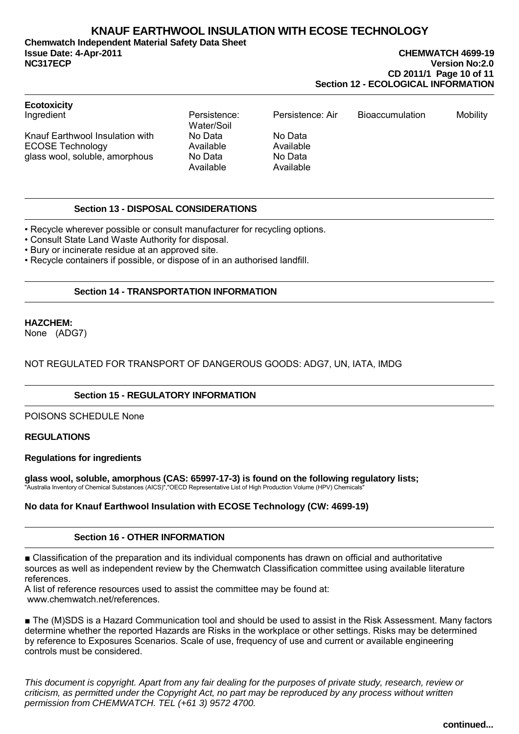**Ecotoxicity**

| Ingredient | Persistence: Water/Soil | Persistence: Air | Bioaccumulation | Mobility |
|---|---|---|---|---|
| Knauf Earthwool Insulation with ECOSE Technology | No Data Available | No Data Available | | |
| glass wool, soluble, amorphous | No Data Available | No Data Available | | |

## Section 13 - DISPOSAL CONSIDERATIONS

- Recycle wherever possible or consult manufacturer for recycling options.
- Consult State Land Waste Authority for disposal.
- Bury or incinerate residue at an approved site.
- Recycle containers if possible, or dispose of in an authorised landfill.

## Section 14 - TRANSPORTATION INFORMATION

**HAZCHEM:**
None (ADG7)

NOT REGULATED FOR TRANSPORT OF DANGEROUS GOODS: ADG7, UN, IATA, IMDG

## Section 15 - REGULATORY INFORMATION

POISONS SCHEDULE None

**REGULATIONS**

**Regulations for ingredients**

**glass wool, soluble, amorphous (CAS: 65997-17-3) is found on the following regulatory lists;**
"Australia Inventory of Chemical Substances (AICS)","OECD Representative List of High Production Volume (HPV) Chemicals"

**No data for Knauf Earthwool Insulation with ECOSE Technology (CW: 4699-19)**

## Section 16 - OTHER INFORMATION

■ Classification of the preparation and its individual components has drawn on official and authoritative sources as well as independent review by the Chemwatch Classification committee using available literature references.
A list of reference resources used to assist the committee may be found at:
www.chemwatch.net/references.

■ The (M)SDS is a Hazard Communication tool and should be used to assist in the Risk Assessment. Many factors determine whether the reported Hazards are Risks in the workplace or other settings. Risks may be determined by reference to Exposures Scenarios. Scale of use, frequency of use and current or available engineering controls must be considered.

*This document is copyright. Apart from any fair dealing for the purposes of private study, research, review or criticism, as permitted under the Copyright Act, no part may be reproduced by any process without written permission from CHEMWATCH. TEL (+61 3) 9572 4700.*

**continued...**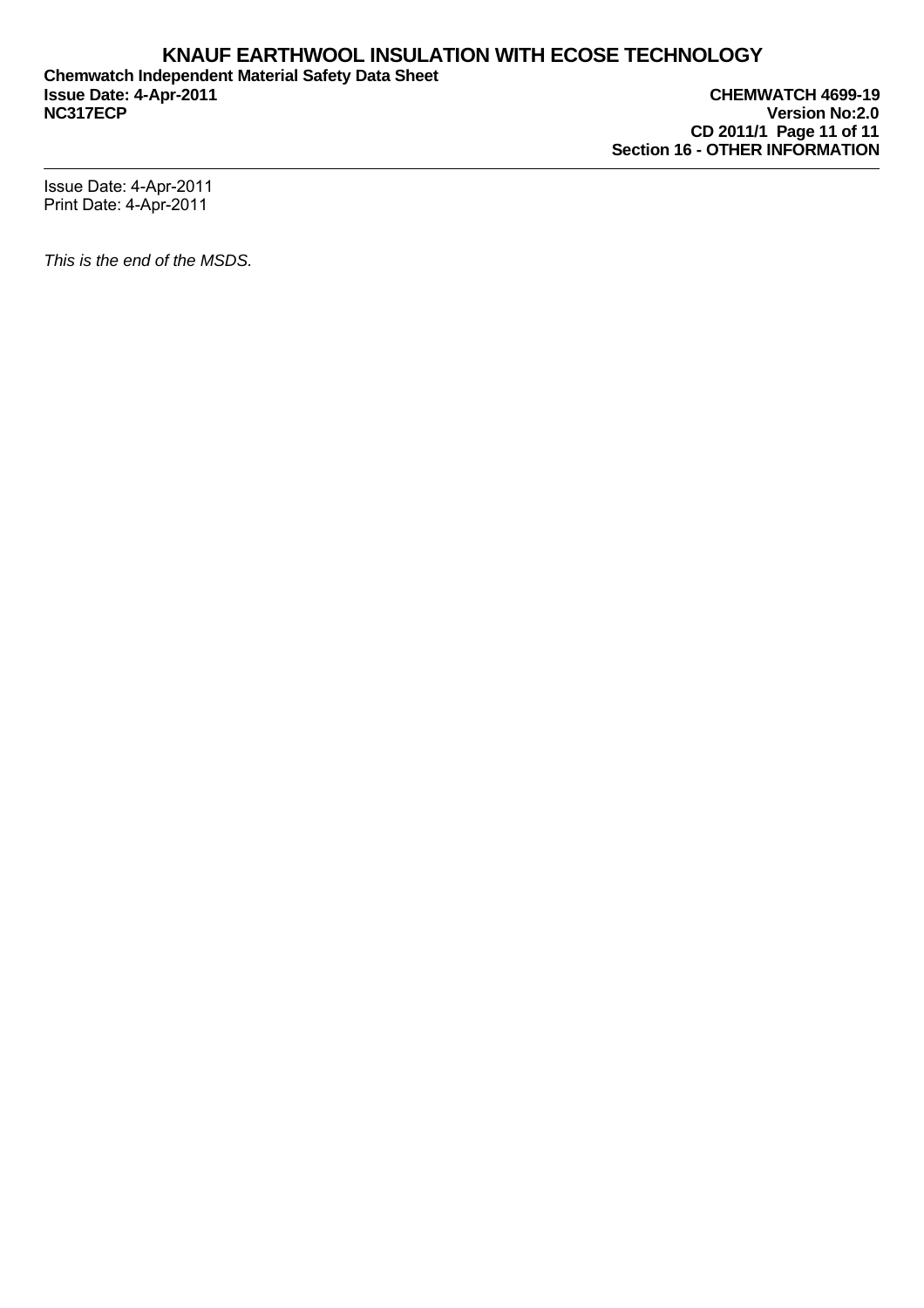Issue Date: 4-Apr-2011
Print Date: 4-Apr-2011

*This is the end of the MSDS.*